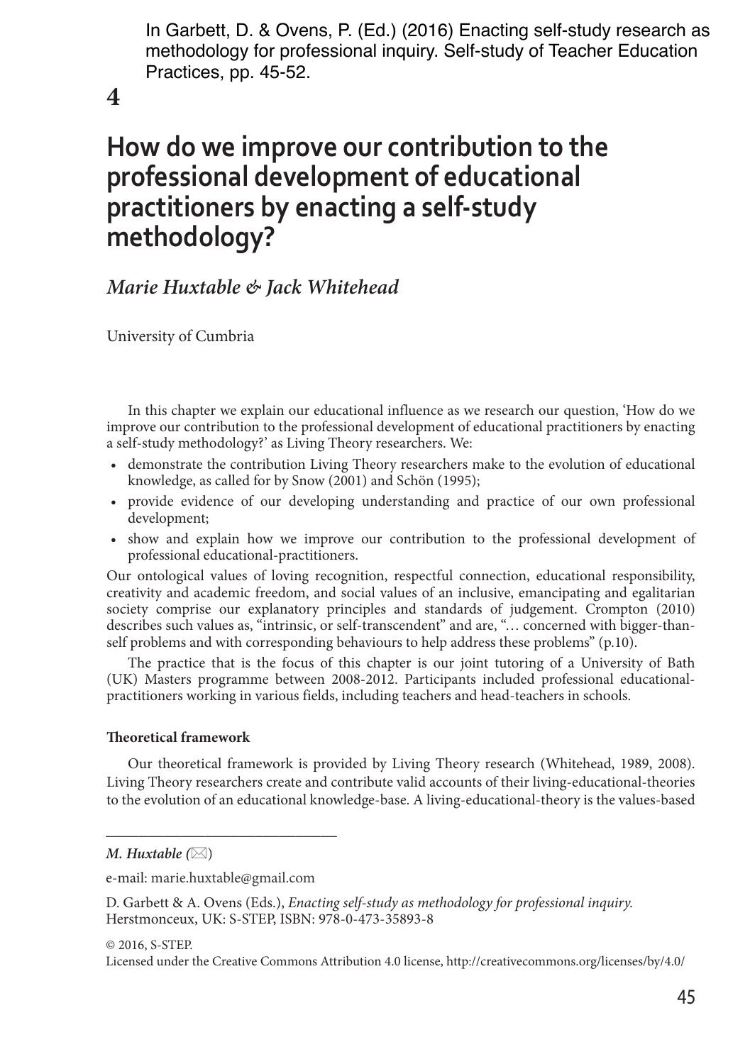In Garbett, D. & Ovens, P. (Ed.) (2016) Enacting self-study research as methodology for professional inquiry. Self-study of Teacher Education Practices, pp. 45-52.

# 4

# How do we improve our contribution to the professional development of educational practitioners by enacting a self-study methodology?

*Marie Huxtable & Jack Whitehead*

University of Cumbria

In this chapter we explain our educational influence as we research our question, 'How do we improve our contribution to the professional development of educational practitioners by enacting a self-study methodology?' as Living Theory researchers. We:

- demonstrate the contribution Living Theory researchers make to the evolution of educational knowledge, as called for by Snow (2001) and Schön (1995);
- provide evidence of our developing understanding and practice of our own professional development;
- show and explain how we improve our contribution to the professional development of professional educational-practitioners.

Our ontological values of loving recognition, respectful connection, educational responsibility, creativity and academic freedom, and social values of an inclusive, emancipating and egalitarian society comprise our explanatory principles and standards of judgement. Crompton (2010) describes such values as, "intrinsic, or self-transcendent" and are, "… concerned with bigger-than-self problems and with corresponding behaviours to help address these problems" (p.10).

The practice that is the focus of this chapter is our joint tutoring of a University of Bath (UK) Masters programme between 2008-2012. Participants included professional educational-practitioners working in various fields, including teachers and head-teachers in schools.

### Theoretical framework

Our theoretical framework is provided by Living Theory research (Whitehead, 1989, 2008). Living Theory researchers create and contribute valid accounts of their living-educational-theories to the evolution of an educational knowledge-base. A living-educational-theory is the values-based

---

*M. Huxtable* (✉)

e-mail: marie.huxtable@gmail.com

D. Garbett & A. Ovens (Eds.), *Enacting self-study as methodology for professional inquiry.* Herstmonceux, UK: S-STEP, ISBN: 978-0-473-35893-8

© 2016, S-STEP.
Licensed under the Creative Commons Attribution 4.0 license, http://creativecommons.org/licenses/by/4.0/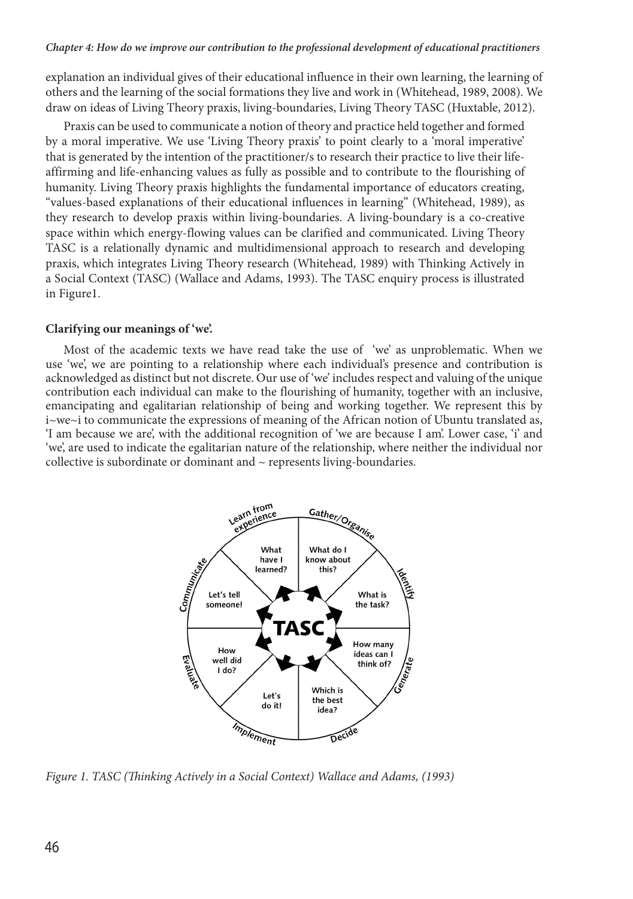explanation an individual gives of their educational influence in their own learning, the learning of others and the learning of the social formations they live and work in (Whitehead, 1989, 2008). We draw on ideas of Living Theory praxis, living-boundaries, Living Theory TASC (Huxtable, 2012).

Praxis can be used to communicate a notion of theory and practice held together and formed by a moral imperative. We use 'Living Theory praxis' to point clearly to a 'moral imperative' that is generated by the intention of the practitioner/s to research their practice to live their life-affirming and life-enhancing values as fully as possible and to contribute to the flourishing of humanity. Living Theory praxis highlights the fundamental importance of educators creating, "values-based explanations of their educational influences in learning" (Whitehead, 1989), as they research to develop praxis within living-boundaries. A living-boundary is a co-creative space within which energy-flowing values can be clarified and communicated. Living Theory TASC is a relationally dynamic and multidimensional approach to research and developing praxis, which integrates Living Theory research (Whitehead, 1989) with Thinking Actively in a Social Context (TASC) (Wallace and Adams, 1993). The TASC enquiry process is illustrated in Figure1.

**Clarifying our meanings of 'we'.**

Most of the academic texts we have read take the use of 'we' as unproblematic. When we use 'we', we are pointing to a relationship where each individual's presence and contribution is acknowledged as distinct but not discrete. Our use of 'we' includes respect and valuing of the unique contribution each individual can make to the flourishing of humanity, together with an inclusive, emancipating and egalitarian relationship of being and working together. We represent this by i~we~i to communicate the expressions of meaning of the African notion of Ubuntu translated as, 'I am because we are', with the additional recognition of 'we are because I am'. Lower case, 'i' and 'we', are used to indicate the egalitarian nature of the relationship, where neither the individual nor collective is subordinate or dominant and ~ represents living-boundaries.

TASC

- Gather/Organise: What do I know about this?
- Identify: What is the task?
- Generate: How many ideas can I think of?
- Decide: Which is the best idea?
- Implement: Let's do it!
- Evaluate: How well did I do?
- Communicate: Let's tell someone!
- Learn from experience: What have I learned?

*Figure 1. TASC (Thinking Actively in a Social Context) Wallace and Adams, (1993)*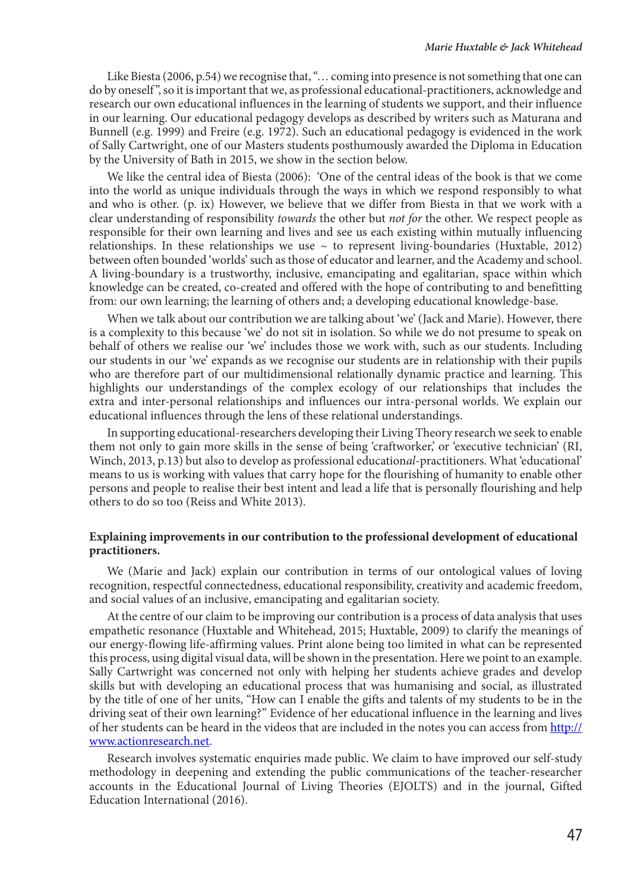Like Biesta (2006, p.54) we recognise that, "… coming into presence is not something that one can do by oneself", so it is important that we, as professional educational-practitioners, acknowledge and research our own educational influences in the learning of students we support, and their influence in our learning. Our educational pedagogy develops as described by writers such as Maturana and Bunnell (e.g. 1999) and Freire (e.g. 1972). Such an educational pedagogy is evidenced in the work of Sally Cartwright, one of our Masters students posthumously awarded the Diploma in Education by the University of Bath in 2015, we show in the section below.

We like the central idea of Biesta (2006): 'One of the central ideas of the book is that we come into the world as unique individuals through the ways in which we respond responsibly to what and who is other. (p. ix) However, we believe that we differ from Biesta in that we work with a clear understanding of responsibility *towards* the other but *not for* the other. We respect people as responsible for their own learning and lives and see us each existing within mutually influencing relationships. In these relationships we use ~ to represent living-boundaries (Huxtable, 2012) between often bounded 'worlds' such as those of educator and learner, and the Academy and school. A living-boundary is a trustworthy, inclusive, emancipating and egalitarian, space within which knowledge can be created, co-created and offered with the hope of contributing to and benefitting from: our own learning; the learning of others and; a developing educational knowledge-base.

When we talk about our contribution we are talking about 'we' (Jack and Marie). However, there is a complexity to this because 'we' do not sit in isolation. So while we do not presume to speak on behalf of others we realise our 'we' includes those we work with, such as our students. Including our students in our 'we' expands as we recognise our students are in relationship with their pupils who are therefore part of our multidimensional relationally dynamic practice and learning. This highlights our understandings of the complex ecology of our relationships that includes the extra and inter-personal relationships and influences our intra-personal worlds. We explain our educational influences through the lens of these relational understandings.

In supporting educational-researchers developing their Living Theory research we seek to enable them not only to gain more skills in the sense of being 'craftworker,' or 'executive technician' (RI, Winch, 2013, p.13) but also to develop as professional education*al*-practitioners. What 'educational' means to us is working with values that carry hope for the flourishing of humanity to enable other persons and people to realise their best intent and lead a life that is personally flourishing and help others to do so too (Reiss and White 2013).

**Explaining improvements in our contribution to the professional development of educational practitioners.**

We (Marie and Jack) explain our contribution in terms of our ontological values of loving recognition, respectful connectedness, educational responsibility, creativity and academic freedom, and social values of an inclusive, emancipating and egalitarian society.

At the centre of our claim to be improving our contribution is a process of data analysis that uses empathetic resonance (Huxtable and Whitehead, 2015; Huxtable, 2009) to clarify the meanings of our energy-flowing life-affirming values. Print alone being too limited in what can be represented this process, using digital visual data, will be shown in the presentation. Here we point to an example. Sally Cartwright was concerned not only with helping her students achieve grades and develop skills but with developing an educational process that was humanising and social, as illustrated by the title of one of her units, "How can I enable the gifts and talents of my students to be in the driving seat of their own learning?" Evidence of her educational influence in the learning and lives of her students can be heard in the videos that are included in the notes you can access from http://www.actionresearch.net.

Research involves systematic enquiries made public. We claim to have improved our self-study methodology in deepening and extending the public communications of the teacher-researcher accounts in the Educational Journal of Living Theories (EJOLTS) and in the journal, Gifted Education International (2016).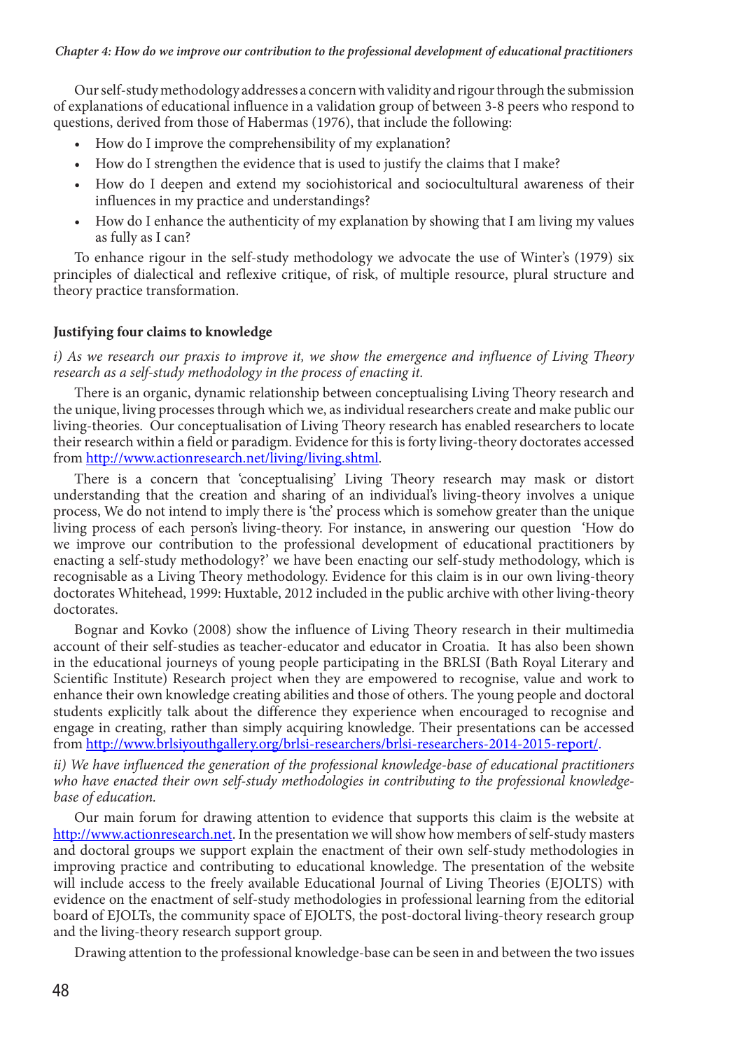Our self-study methodology addresses a concern with validity and rigour through the submission of explanations of educational influence in a validation group of between 3-8 peers who respond to questions, derived from those of Habermas (1976), that include the following:

- How do I improve the comprehensibility of my explanation?
- How do I strengthen the evidence that is used to justify the claims that I make?
- How do I deepen and extend my sociohistorical and sociocultural awareness of their influences in my practice and understandings?
- How do I enhance the authenticity of my explanation by showing that I am living my values as fully as I can?

To enhance rigour in the self-study methodology we advocate the use of Winter's (1979) six principles of dialectical and reflexive critique, of risk, of multiple resource, plural structure and theory practice transformation.

**Justifying four claims to knowledge**

*i) As we research our praxis to improve it, we show the emergence and influence of Living Theory research as a self-study methodology in the process of enacting it.*

There is an organic, dynamic relationship between conceptualising Living Theory research and the unique, living processes through which we, as individual researchers create and make public our living-theories. Our conceptualisation of Living Theory research has enabled researchers to locate their research within a field or paradigm. Evidence for this is forty living-theory doctorates accessed from http://www.actionresearch.net/living/living.shtml.

There is a concern that 'conceptualising' Living Theory research may mask or distort understanding that the creation and sharing of an individual's living-theory involves a unique process, We do not intend to imply there is 'the' process which is somehow greater than the unique living process of each person's living-theory. For instance, in answering our question 'How do we improve our contribution to the professional development of educational practitioners by enacting a self-study methodology?' we have been enacting our self-study methodology, which is recognisable as a Living Theory methodology. Evidence for this claim is in our own living-theory doctorates Whitehead, 1999: Huxtable, 2012 included in the public archive with other living-theory doctorates.

Bognar and Kovko (2008) show the influence of Living Theory research in their multimedia account of their self-studies as teacher-educator and educator in Croatia. It has also been shown in the educational journeys of young people participating in the BRLSI (Bath Royal Literary and Scientific Institute) Research project when they are empowered to recognise, value and work to enhance their own knowledge creating abilities and those of others. The young people and doctoral students explicitly talk about the difference they experience when encouraged to recognise and engage in creating, rather than simply acquiring knowledge. Their presentations can be accessed from http://www.brlsiyouthgallery.org/brlsi-researchers/brlsi-researchers-2014-2015-report/.

*ii) We have influenced the generation of the professional knowledge-base of educational practitioners who have enacted their own self-study methodologies in contributing to the professional knowledge-base of education.*

Our main forum for drawing attention to evidence that supports this claim is the website at http://www.actionresearch.net. In the presentation we will show how members of self-study masters and doctoral groups we support explain the enactment of their own self-study methodologies in improving practice and contributing to educational knowledge. The presentation of the website will include access to the freely available Educational Journal of Living Theories (EJOLTS) with evidence on the enactment of self-study methodologies in professional learning from the editorial board of EJOLTs, the community space of EJOLTS, the post-doctoral living-theory research group and the living-theory research support group.

Drawing attention to the professional knowledge-base can be seen in and between the two issues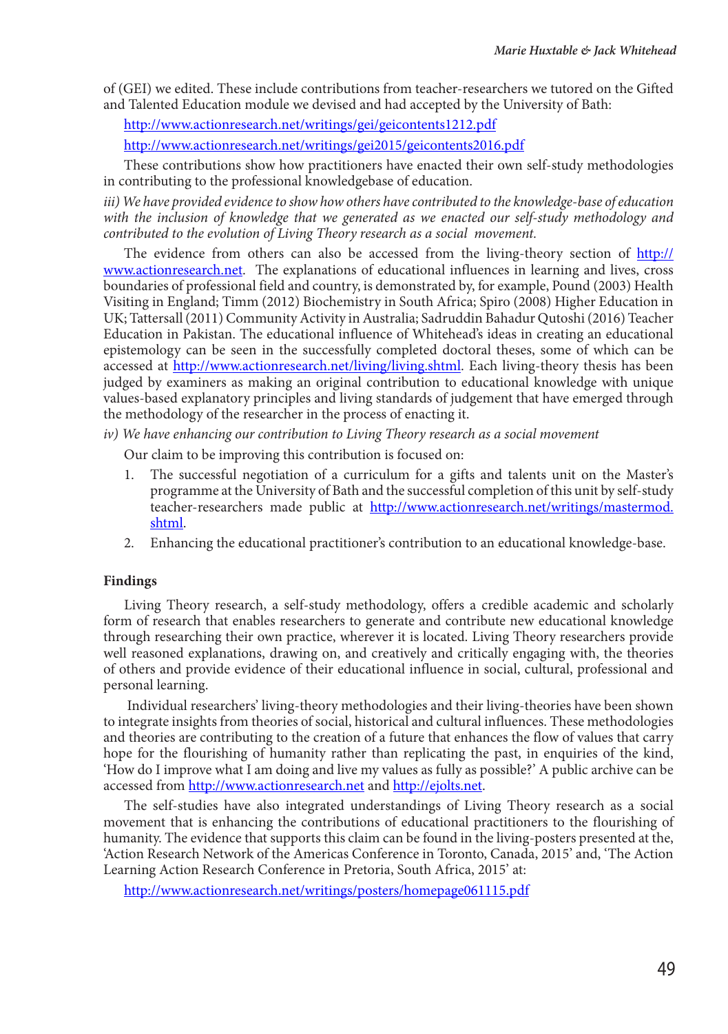of (GEI) we edited. These include contributions from teacher-researchers we tutored on the Gifted and Talented Education module we devised and had accepted by the University of Bath:

http://www.actionresearch.net/writings/gei/geicontents1212.pdf

http://www.actionresearch.net/writings/gei2015/geicontents2016.pdf

These contributions show how practitioners have enacted their own self-study methodologies in contributing to the professional knowledgebase of education.

*iii) We have provided evidence to show how others have contributed to the knowledge-base of education with the inclusion of knowledge that we generated as we enacted our self-study methodology and contributed to the evolution of Living Theory research as a social movement.*

The evidence from others can also be accessed from the living-theory section of http://www.actionresearch.net. The explanations of educational influences in learning and lives, cross boundaries of professional field and country, is demonstrated by, for example, Pound (2003) Health Visiting in England; Timm (2012) Biochemistry in South Africa; Spiro (2008) Higher Education in UK; Tattersall (2011) Community Activity in Australia; Sadruddin Bahadur Qutoshi (2016) Teacher Education in Pakistan. The educational influence of Whitehead's ideas in creating an educational epistemology can be seen in the successfully completed doctoral theses, some of which can be accessed at http://www.actionresearch.net/living/living.shtml. Each living-theory thesis has been judged by examiners as making an original contribution to educational knowledge with unique values-based explanatory principles and living standards of judgement that have emerged through the methodology of the researcher in the process of enacting it.

*iv) We have enhancing our contribution to Living Theory research as a social movement*

Our claim to be improving this contribution is focused on:

1. The successful negotiation of a curriculum for a gifts and talents unit on the Master's programme at the University of Bath and the successful completion of this unit by self-study teacher-researchers made public at http://www.actionresearch.net/writings/mastermod.shtml.
2. Enhancing the educational practitioner's contribution to an educational knowledge-base.

**Findings**

Living Theory research, a self-study methodology, offers a credible academic and scholarly form of research that enables researchers to generate and contribute new educational knowledge through researching their own practice, wherever it is located. Living Theory researchers provide well reasoned explanations, drawing on, and creatively and critically engaging with, the theories of others and provide evidence of their educational influence in social, cultural, professional and personal learning.

Individual researchers' living-theory methodologies and their living-theories have been shown to integrate insights from theories of social, historical and cultural influences. These methodologies and theories are contributing to the creation of a future that enhances the flow of values that carry hope for the flourishing of humanity rather than replicating the past, in enquiries of the kind, 'How do I improve what I am doing and live my values as fully as possible?' A public archive can be accessed from http://www.actionresearch.net and http://ejolts.net.

The self-studies have also integrated understandings of Living Theory research as a social movement that is enhancing the contributions of educational practitioners to the flourishing of humanity. The evidence that supports this claim can be found in the living-posters presented at the, 'Action Research Network of the Americas Conference in Toronto, Canada, 2015' and, 'The Action Learning Action Research Conference in Pretoria, South Africa, 2015' at:

http://www.actionresearch.net/writings/posters/homepage061115.pdf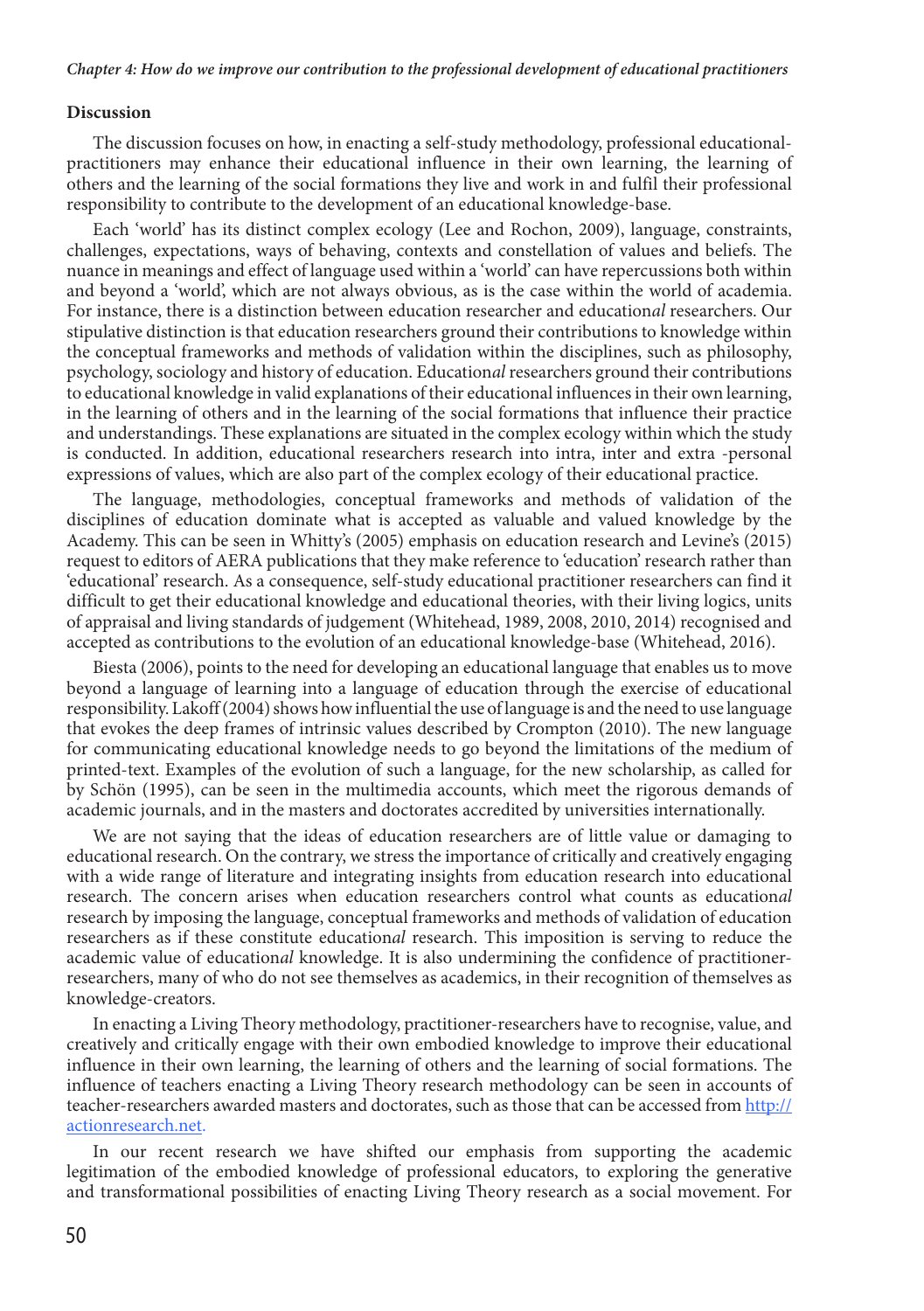## Discussion

The discussion focuses on how, in enacting a self-study methodology, professional educational-practitioners may enhance their educational influence in their own learning, the learning of others and the learning of the social formations they live and work in and fulfil their professional responsibility to contribute to the development of an educational knowledge-base.

Each 'world' has its distinct complex ecology (Lee and Rochon, 2009), language, constraints, challenges, expectations, ways of behaving, contexts and constellation of values and beliefs. The nuance in meanings and effect of language used within a 'world' can have repercussions both within and beyond a 'world', which are not always obvious, as is the case within the world of academia. For instance, there is a distinction between education researcher and education*al* researchers. Our stipulative distinction is that education researchers ground their contributions to knowledge within the conceptual frameworks and methods of validation within the disciplines, such as philosophy, psychology, sociology and history of education. Education*al* researchers ground their contributions to educational knowledge in valid explanations of their educational influences in their own learning, in the learning of others and in the learning of the social formations that influence their practice and understandings. These explanations are situated in the complex ecology within which the study is conducted. In addition, educational researchers research into intra, inter and extra -personal expressions of values, which are also part of the complex ecology of their educational practice.

The language, methodologies, conceptual frameworks and methods of validation of the disciplines of education dominate what is accepted as valuable and valued knowledge by the Academy. This can be seen in Whitty's (2005) emphasis on education research and Levine's (2015) request to editors of AERA publications that they make reference to 'education' research rather than 'educational' research. As a consequence, self-study educational practitioner researchers can find it difficult to get their educational knowledge and educational theories, with their living logics, units of appraisal and living standards of judgement (Whitehead, 1989, 2008, 2010, 2014) recognised and accepted as contributions to the evolution of an educational knowledge-base (Whitehead, 2016).

Biesta (2006), points to the need for developing an educational language that enables us to move beyond a language of learning into a language of education through the exercise of educational responsibility. Lakoff (2004) shows how influential the use of language is and the need to use language that evokes the deep frames of intrinsic values described by Crompton (2010). The new language for communicating educational knowledge needs to go beyond the limitations of the medium of printed-text. Examples of the evolution of such a language, for the new scholarship, as called for by Schön (1995), can be seen in the multimedia accounts, which meet the rigorous demands of academic journals, and in the masters and doctorates accredited by universities internationally.

We are not saying that the ideas of education researchers are of little value or damaging to educational research. On the contrary, we stress the importance of critically and creatively engaging with a wide range of literature and integrating insights from education research into educational research. The concern arises when education researchers control what counts as education*al* research by imposing the language, conceptual frameworks and methods of validation of education researchers as if these constitute education*al* research. This imposition is serving to reduce the academic value of education*al* knowledge. It is also undermining the confidence of practitioner-researchers, many of who do not see themselves as academics, in their recognition of themselves as knowledge-creators.

In enacting a Living Theory methodology, practitioner-researchers have to recognise, value, and creatively and critically engage with their own embodied knowledge to improve their educational influence in their own learning, the learning of others and the learning of social formations. The influence of teachers enacting a Living Theory research methodology can be seen in accounts of teacher-researchers awarded masters and doctorates, such as those that can be accessed from http://actionresearch.net.

In our recent research we have shifted our emphasis from supporting the academic legitimation of the embodied knowledge of professional educators, to exploring the generative and transformational possibilities of enacting Living Theory research as a social movement. For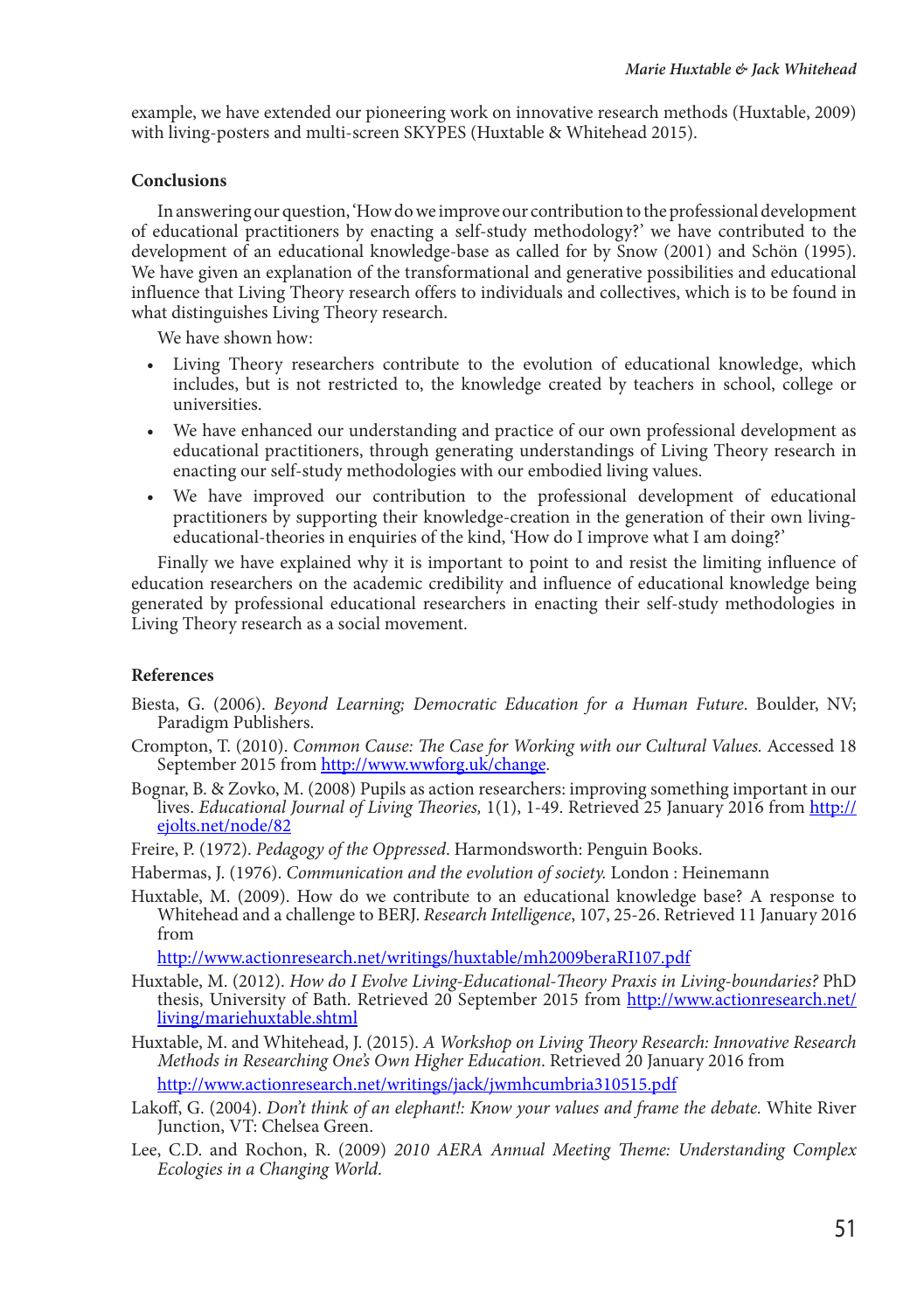example, we have extended our pioneering work on innovative research methods (Huxtable, 2009) with living-posters and multi-screen SKYPES (Huxtable & Whitehead 2015).

## Conclusions

In answering our question, 'How do we improve our contribution to the professional development of educational practitioners by enacting a self-study methodology?' we have contributed to the development of an educational knowledge-base as called for by Snow (2001) and Schön (1995). We have given an explanation of the transformational and generative possibilities and educational influence that Living Theory research offers to individuals and collectives, which is to be found in what distinguishes Living Theory research.

We have shown how:

- Living Theory researchers contribute to the evolution of educational knowledge, which includes, but is not restricted to, the knowledge created by teachers in school, college or universities.
- We have enhanced our understanding and practice of our own professional development as educational practitioners, through generating understandings of Living Theory research in enacting our self-study methodologies with our embodied living values.
- We have improved our contribution to the professional development of educational practitioners by supporting their knowledge-creation in the generation of their own living-educational-theories in enquiries of the kind, 'How do I improve what I am doing?'

Finally we have explained why it is important to point to and resist the limiting influence of education researchers on the academic credibility and influence of educational knowledge being generated by professional educational researchers in enacting their self-study methodologies in Living Theory research as a social movement.

## References

Biesta, G. (2006). *Beyond Learning; Democratic Education for a Human Future*. Boulder, NV; Paradigm Publishers.

Crompton, T. (2010). *Common Cause: The Case for Working with our Cultural Values.* Accessed 18 September 2015 from http://www.wwforg.uk/change.

Bognar, B. & Zovko, M. (2008) Pupils as action researchers: improving something important in our lives. *Educational Journal of Living Theories,* 1(1), 1-49. Retrieved 25 January 2016 from http://ejolts.net/node/82

Freire, P. (1972). *Pedagogy of the Oppressed*. Harmondsworth: Penguin Books.

Habermas, J. (1976). *Communication and the evolution of society.* London : Heinemann

Huxtable, M. (2009). How do we contribute to an educational knowledge base? A response to Whitehead and a challenge to BERJ. *Research Intelligence*, 107, 25-26. Retrieved 11 January 2016 from

http://www.actionresearch.net/writings/huxtable/mh2009beraRI107.pdf

Huxtable, M. (2012). *How do I Evolve Living-Educational-Theory Praxis in Living-boundaries?* PhD thesis, University of Bath. Retrieved 20 September 2015 from http://www.actionresearch.net/living/mariehuxtable.shtml

Huxtable, M. and Whitehead, J. (2015). *A Workshop on Living Theory Research: Innovative Research Methods in Researching One's Own Higher Education*. Retrieved 20 January 2016 from

http://www.actionresearch.net/writings/jack/jwmhcumbria310515.pdf

Lakoff, G. (2004). *Don't think of an elephant!: Know your values and frame the debate.* White River Junction, VT: Chelsea Green.

Lee, C.D. and Rochon, R. (2009) *2010 AERA Annual Meeting Theme: Understanding Complex Ecologies in a Changing World.*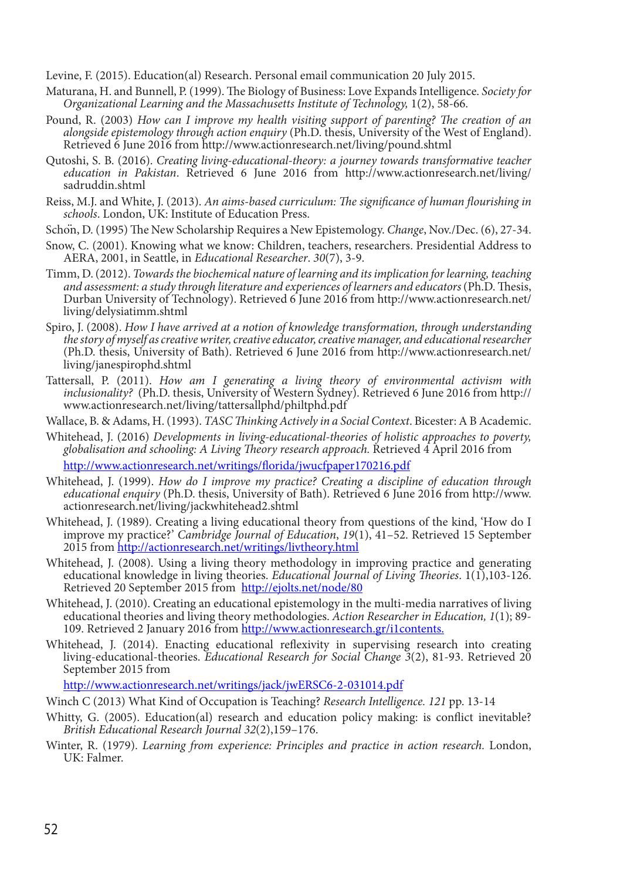Levine, F. (2015). Education(al) Research. Personal email communication 20 July 2015.

Maturana, H. and Bunnell, P. (1999). The Biology of Business: Love Expands Intelligence. *Society for Organizational Learning and the Massachusetts Institute of Technology,* 1(2), 58-66.

Pound, R. (2003) *How can I improve my health visiting support of parenting? The creation of an alongside epistemology through action enquiry* (Ph.D. thesis, University of the West of England). Retrieved 6 June 2016 from http://www.actionresearch.net/living/pound.shtml

Qutoshi, S. B. (2016). *Creating living-educational-theory: a journey towards transformative teacher education in Pakistan*. Retrieved 6 June 2016 from http://www.actionresearch.net/living/sadruddin.shtml

Reiss, M.J. and White, J. (2013). *An aims-based curriculum: The significance of human flourishing in schools*. London, UK: Institute of Education Press.

Schön, D. (1995) The New Scholarship Requires a New Epistemology. *Change*, Nov./Dec. (6), 27-34.

Snow, C. (2001). Knowing what we know: Children, teachers, researchers. Presidential Address to AERA, 2001, in Seattle, in *Educational Researcher*. *30*(7), 3-9.

Timm, D. (2012). *Towards the biochemical nature of learning and its implication for learning, teaching and assessment: a study through literature and experiences of learners and educators* (Ph.D. Thesis, Durban University of Technology). Retrieved 6 June 2016 from http://www.actionresearch.net/living/delysiatimm.shtml

Spiro, J. (2008). *How I have arrived at a notion of knowledge transformation, through understanding the story of myself as creative writer, creative educator, creative manager, and educational researcher* (Ph.D. thesis, University of Bath). Retrieved 6 June 2016 from http://www.actionresearch.net/living/janespirophd.shtml

Tattersall, P. (2011). *How am I generating a living theory of environmental activism with inclusionality?* (Ph.D. thesis, University of Western Sydney). Retrieved 6 June 2016 from http://www.actionresearch.net/living/tattersallphd/philtphd.pdf

Wallace, B. & Adams, H. (1993). *TASC Thinking Actively in a Social Context*. Bicester: A B Academic.

Whitehead, J. (2016) *Developments in living-educational-theories of holistic approaches to poverty, globalisation and schooling: A Living Theory research approach.* Retrieved 4 April 2016 from http://www.actionresearch.net/writings/florida/jwucfpaper170216.pdf

Whitehead, J. (1999). *How do I improve my practice? Creating a discipline of education through educational enquiry* (Ph.D. thesis, University of Bath). Retrieved 6 June 2016 from http://www.actionresearch.net/living/jackwhitehead2.shtml

Whitehead, J. (1989). Creating a living educational theory from questions of the kind, 'How do I improve my practice?' *Cambridge Journal of Education*, *19*(1), 41–52. Retrieved 15 September 2015 from http://actionresearch.net/writings/livtheory.html

Whitehead, J. (2008). Using a living theory methodology in improving practice and generating educational knowledge in living theories. *Educational Journal of Living Theories*. 1(1),103-126. Retrieved 20 September 2015 from http://ejolts.net/node/80

Whitehead, J. (2010). Creating an educational epistemology in the multi-media narratives of living educational theories and living theory methodologies. *Action Researcher in Education, 1*(1); 89-109. Retrieved 2 January 2016 from http://www.actionresearch.gr/i1contents.

Whitehead, J. (2014). Enacting educational reflexivity in supervising research into creating living-educational-theories. *Educational Research for Social Change 3*(2), 81-93. Retrieved 20 September 2015 from http://www.actionresearch.net/writings/jack/jwERSC6-2-031014.pdf

Winch C (2013) What Kind of Occupation is Teaching? *Research Intelligence. 121* pp. 13-14

Whitty, G. (2005). Education(al) research and education policy making: is conflict inevitable? *British Educational Research Journal 32*(2),159–176.

Winter, R. (1979). *Learning from experience: Principles and practice in action research.* London, UK: Falmer.